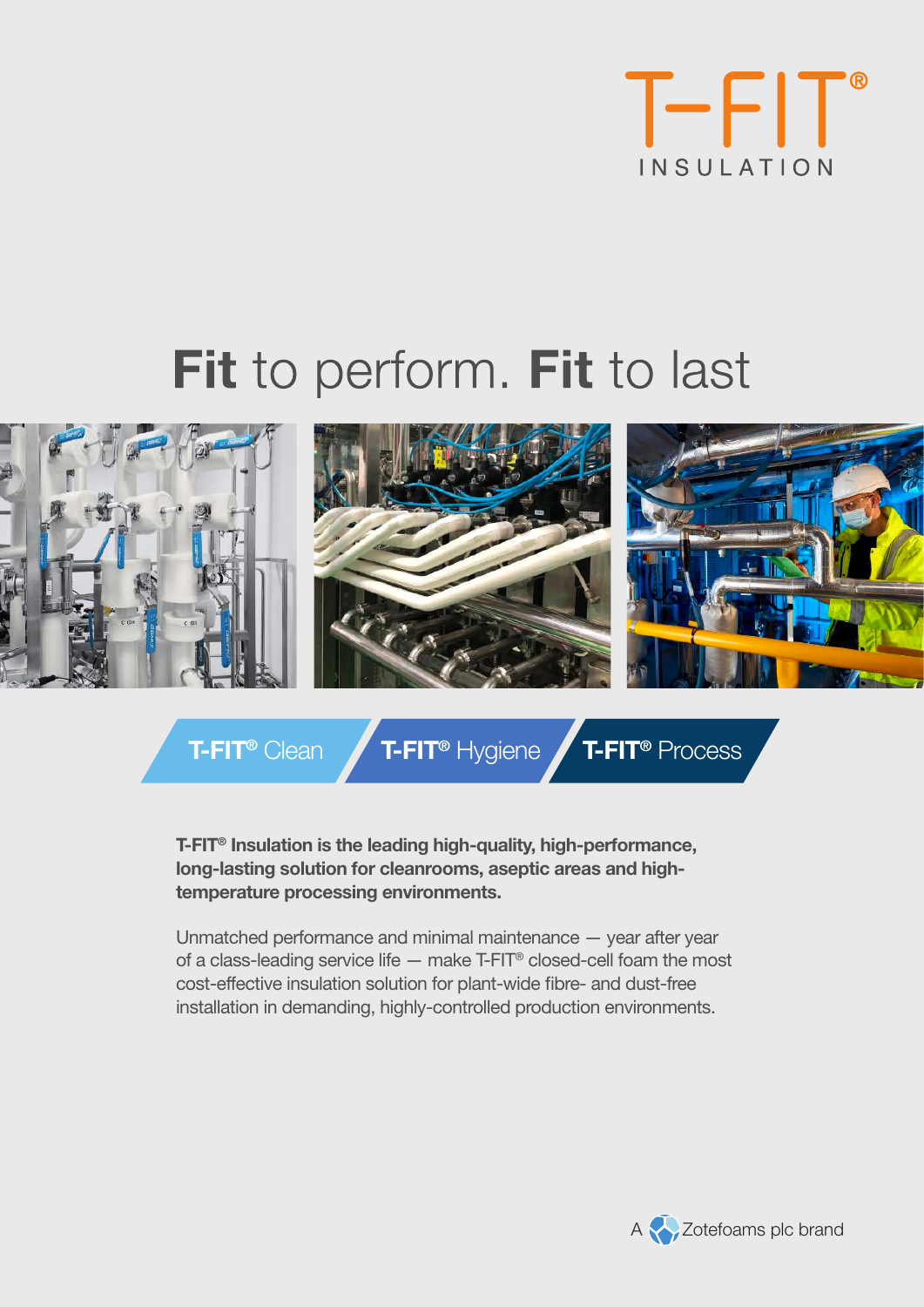T-FIT®

INSULATION

# **Fit** to perform. **Fit** to last

**T-FIT® Clean** | **T-FIT® Hygiene** | **T-FIT® Process**

**T-FIT® Insulation is the leading high-quality, high-performance, long-lasting solution for cleanrooms, aseptic areas and high-temperature processing environments.**

Unmatched performance and minimal maintenance — year after year of a class-leading service life — make T-FIT® closed-cell foam the most cost-effective insulation solution for plant-wide fibre- and dust-free installation in demanding, highly-controlled production environments.

A Zotefoams plc brand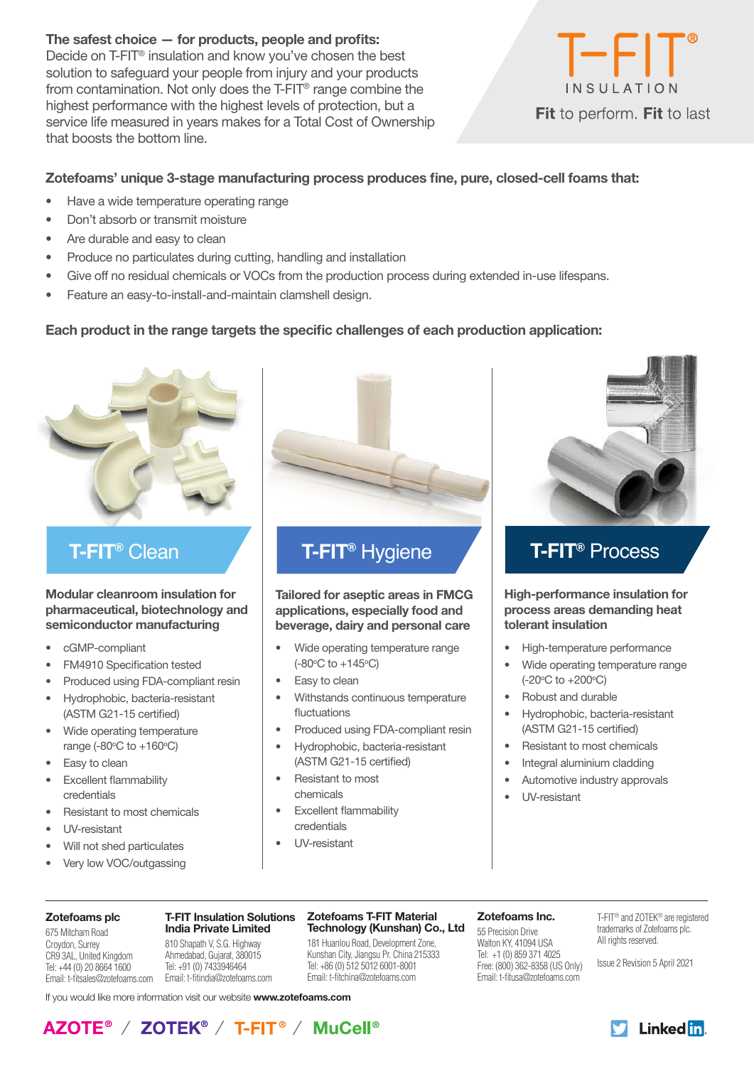**The safest choice — for products, people and profits:**
Decide on T-FIT® insulation and know you've chosen the best solution to safeguard your people from injury and your products from contamination. Not only does the T-FIT® range combine the highest performance with the highest levels of protection, but a service life measured in years makes for a Total Cost of Ownership that boosts the bottom line.

T-FIT®
INSULATION
**Fit** to perform. **Fit** to last

**Zotefoams' unique 3-stage manufacturing process produces fine, pure, closed-cell foams that:**

- Have a wide temperature operating range
- Don't absorb or transmit moisture
- Are durable and easy to clean
- Produce no particulates during cutting, handling and installation
- Give off no residual chemicals or VOCs from the production process during extended in-use lifespans.
- Feature an easy-to-install-and-maintain clamshell design.

**Each product in the range targets the specific challenges of each production application:**

## T-FIT® Clean

**Modular cleanroom insulation for pharmaceutical, biotechnology and semiconductor manufacturing**

- cGMP-compliant
- FM4910 Specification tested
- Produced using FDA-compliant resin
- Hydrophobic, bacteria-resistant (ASTM G21-15 certified)
- Wide operating temperature range (-80°C to +160°C)
- Easy to clean
- Excellent flammability credentials
- Resistant to most chemicals
- UV-resistant
- Will not shed particulates
- Very low VOC/outgassing

## T-FIT® Hygiene

**Tailored for aseptic areas in FMCG applications, especially food and beverage, dairy and personal care**

- Wide operating temperature range (-80°C to +145°C)
- Easy to clean
- Withstands continuous temperature fluctuations
- Produced using FDA-compliant resin
- Hydrophobic, bacteria-resistant (ASTM G21-15 certified)
- Resistant to most chemicals
- Excellent flammability credentials
- UV-resistant

## T-FIT® Process

**High-performance insulation for process areas demanding heat tolerant insulation**

- High-temperature performance
- Wide operating temperature range (-20°C to +200°C)
- Robust and durable
- Hydrophobic, bacteria-resistant (ASTM G21-15 certified)
- Resistant to most chemicals
- Integral aluminium cladding
- Automotive industry approvals
- UV-resistant

---

**Zotefoams plc**
675 Mitcham Road
Croydon, Surrey
CR9 3AL, United Kingdom
Tel: +44 (0) 20 8664 1600
Email: t-fitsales@zotefoams.com

**T-FIT Insulation Solutions India Private Limited**
810 Shapath V, S.G. Highway
Ahmedabad, Gujarat, 380015
Tel: +91 (0) 7433946464
Email: t-fitindia@zotefoams.com

**Zotefoams T-FIT Material Technology (Kunshan) Co., Ltd**
181 Huanlou Road, Development Zone,
Kunshan City, Jiangsu Pr. China 215333
Tel: +86 (0) 512 5012 6001-8001
Email: t-fitchina@zotefoams.com

**Zotefoams Inc.**
55 Precision Drive
Walton KY, 41094 USA
Tel: +1 (0) 859 371 4025
Free: (800) 362-8358 (US Only)
Email: t-fitusa@zotefoams.com

T-FIT® and ZOTEK® are registered trademarks of Zotefoams plc.
All rights reserved.

Issue 2 Revision 5 April 2021

If you would like more information visit our website **www.zotefoams.com**

AZOTE® / ZOTEK® / T-FIT® / MuCell®

LinkedIn